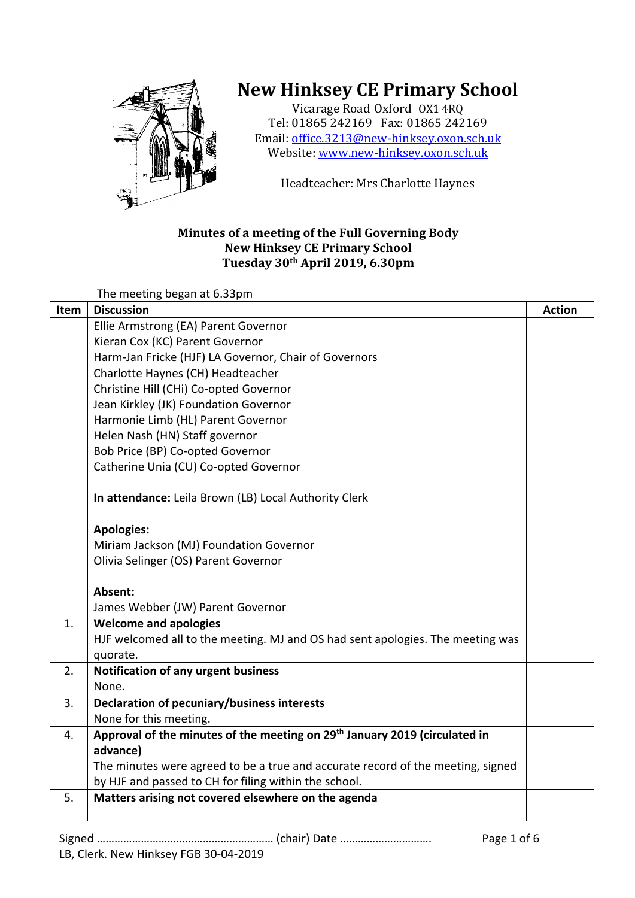# New Hinksey CE Primary School

Vicarage Road Oxford OX1 4RQ
Tel: 01865 242169 Fax: 01865 242169
Email: office.3213@new-hinksey.oxon.sch.uk
Website: www.new-hinksey.oxon.sch.uk

Headteacher: Mrs Charlotte Haynes

**Minutes of a meeting of the Full Governing Body**
**New Hinksey CE Primary School**
**Tuesday 30th April 2019, 6.30pm**

The meeting began at 6.33pm

| Item | Discussion | Action |
|---|---|---|
| | Ellie Armstrong (EA) Parent Governor<br>Kieran Cox (KC) Parent Governor<br>Harm-Jan Fricke (HJF) LA Governor, Chair of Governors<br>Charlotte Haynes (CH) Headteacher<br>Christine Hill (CHi) Co-opted Governor<br>Jean Kirkley (JK) Foundation Governor<br>Harmonie Limb (HL) Parent Governor<br>Helen Nash (HN) Staff governor<br>Bob Price (BP) Co-opted Governor<br>Catherine Unia (CU) Co-opted Governor<br><br>**In attendance:** Leila Brown (LB) Local Authority Clerk<br><br>**Apologies:**<br>Miriam Jackson (MJ) Foundation Governor<br>Olivia Selinger (OS) Parent Governor<br><br>**Absent:**<br>James Webber (JW) Parent Governor | |
| 1. | **Welcome and apologies**<br>HJF welcomed all to the meeting. MJ and OS had sent apologies. The meeting was quorate. | |
| 2. | **Notification of any urgent business**<br>None. | |
| 3. | **Declaration of pecuniary/business interests**<br>None for this meeting. | |
| 4. | **Approval of the minutes of the meeting on 29th January 2019 (circulated in advance)**<br>The minutes were agreed to be a true and accurate record of the meeting, signed by HJF and passed to CH for filing within the school. | |
| 5. | **Matters arising not covered elsewhere on the agenda** | |

Signed …………………………………………………… (chair) Date ………………………….

LB, Clerk. New Hinksey FGB 30-04-2019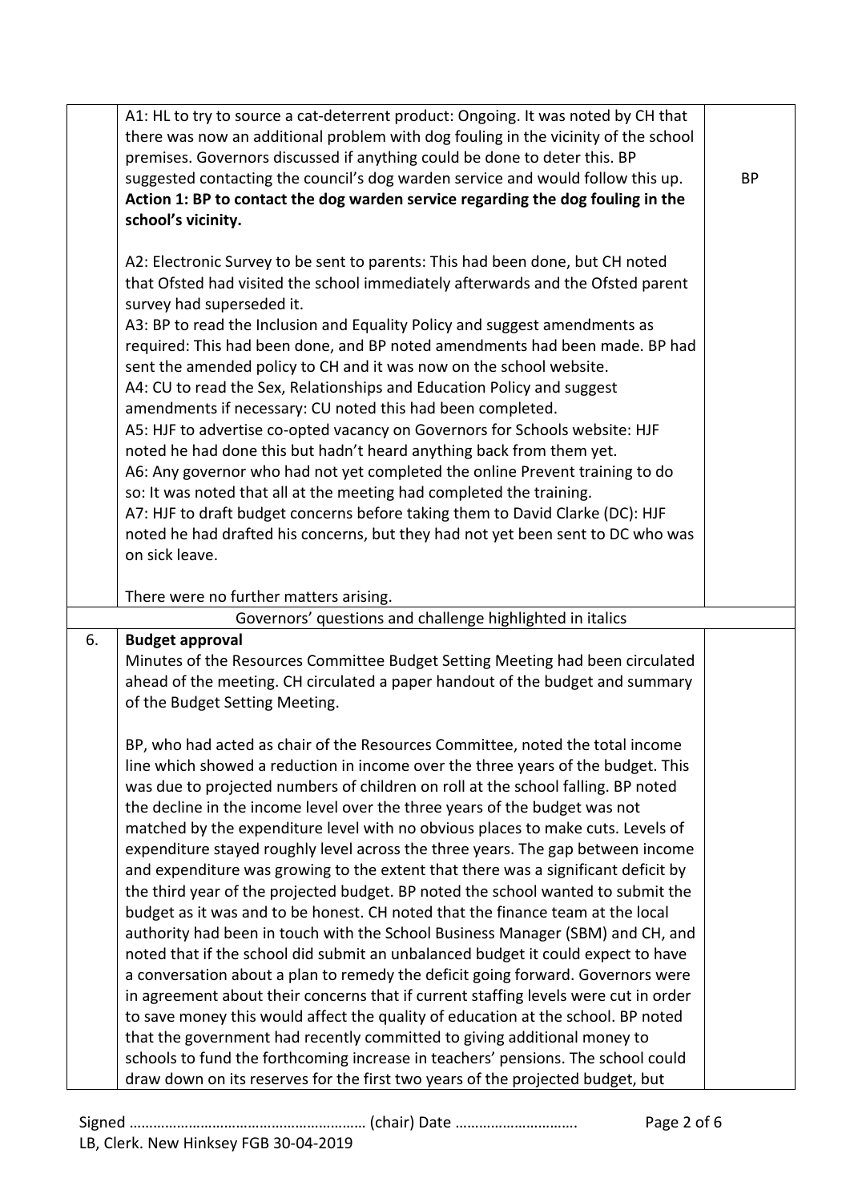| | | |
|---|---|---|
| | A1: HL to try to source a cat-deterrent product: Ongoing. It was noted by CH that there was now an additional problem with dog fouling in the vicinity of the school premises. Governors discussed if anything could be done to deter this. BP suggested contacting the council's dog warden service and would follow this up.<br>**Action 1: BP to contact the dog warden service regarding the dog fouling in the school's vicinity.**<br><br>A2: Electronic Survey to be sent to parents: This had been done, but CH noted that Ofsted had visited the school immediately afterwards and the Ofsted parent survey had superseded it.<br>A3: BP to read the Inclusion and Equality Policy and suggest amendments as required: This had been done, and BP noted amendments had been made. BP had sent the amended policy to CH and it was now on the school website.<br>A4: CU to read the Sex, Relationships and Education Policy and suggest amendments if necessary: CU noted this had been completed.<br>A5: HJF to advertise co-opted vacancy on Governors for Schools website: HJF noted he had done this but hadn't heard anything back from them yet.<br>A6: Any governor who had not yet completed the online Prevent training to do so: It was noted that all at the meeting had completed the training.<br>A7: HJF to draft budget concerns before taking them to David Clarke (DC): HJF noted he had drafted his concerns, but they had not yet been sent to DC who was on sick leave.<br><br>There were no further matters arising. | BP |
| | Governors' questions and challenge highlighted in italics | |
| 6. | **Budget approval**<br>Minutes of the Resources Committee Budget Setting Meeting had been circulated ahead of the meeting. CH circulated a paper handout of the budget and summary of the Budget Setting Meeting.<br><br>BP, who had acted as chair of the Resources Committee, noted the total income line which showed a reduction in income over the three years of the budget. This was due to projected numbers of children on roll at the school falling. BP noted the decline in the income level over the three years of the budget was not matched by the expenditure level with no obvious places to make cuts. Levels of expenditure stayed roughly level across the three years. The gap between income and expenditure was growing to the extent that there was a significant deficit by the third year of the projected budget. BP noted the school wanted to submit the budget as it was and to be honest. CH noted that the finance team at the local authority had been in touch with the School Business Manager (SBM) and CH, and noted that if the school did submit an unbalanced budget it could expect to have a conversation about a plan to remedy the deficit going forward. Governors were in agreement about their concerns that if current staffing levels were cut in order to save money this would affect the quality of education at the school. BP noted that the government had recently committed to giving additional money to schools to fund the forthcoming increase in teachers' pensions. The school could draw down on its reserves for the first two years of the projected budget, but | |

Signed ………………………………………………… (chair) Date ………………………….

LB, Clerk. New Hinksey FGB 30-04-2019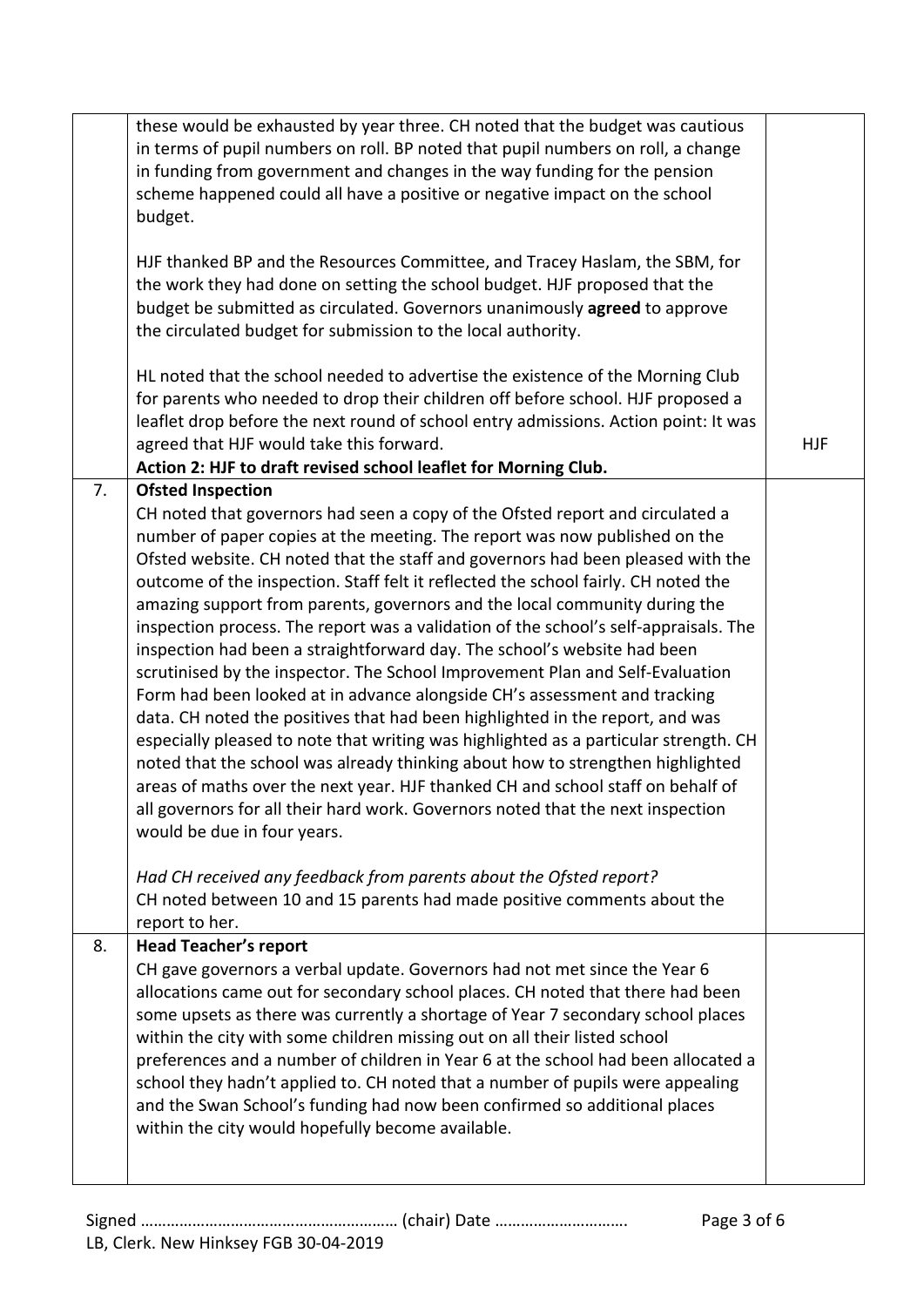| | | |
|---|---|---|
| | these would be exhausted by year three. CH noted that the budget was cautious in terms of pupil numbers on roll. BP noted that pupil numbers on roll, a change in funding from government and changes in the way funding for the pension scheme happened could all have a positive or negative impact on the school budget.<br><br>HJF thanked BP and the Resources Committee, and Tracey Haslam, the SBM, for the work they had done on setting the school budget. HJF proposed that the budget be submitted as circulated. Governors unanimously **agreed** to approve the circulated budget for submission to the local authority.<br><br>HL noted that the school needed to advertise the existence of the Morning Club for parents who needed to drop their children off before school. HJF proposed a leaflet drop before the next round of school entry admissions. Action point: It was agreed that HJF would take this forward.<br>**Action 2: HJF to draft revised school leaflet for Morning Club.** | HJF |
| 7. | **Ofsted Inspection**<br>CH noted that governors had seen a copy of the Ofsted report and circulated a number of paper copies at the meeting. The report was now published on the Ofsted website. CH noted that the staff and governors had been pleased with the outcome of the inspection. Staff felt it reflected the school fairly. CH noted the amazing support from parents, governors and the local community during the inspection process. The report was a validation of the school's self-appraisals. The inspection had been a straightforward day. The school's website had been scrutinised by the inspector. The School Improvement Plan and Self-Evaluation Form had been looked at in advance alongside CH's assessment and tracking data. CH noted the positives that had been highlighted in the report, and was especially pleased to note that writing was highlighted as a particular strength. CH noted that the school was already thinking about how to strengthen highlighted areas of maths over the next year. HJF thanked CH and school staff on behalf of all governors for all their hard work. Governors noted that the next inspection would be due in four years.<br><br>*Had CH received any feedback from parents about the Ofsted report?*<br>CH noted between 10 and 15 parents had made positive comments about the report to her. | |
| 8. | **Head Teacher's report**<br>CH gave governors a verbal update. Governors had not met since the Year 6 allocations came out for secondary school places. CH noted that there had been some upsets as there was currently a shortage of Year 7 secondary school places within the city with some children missing out on all their listed school preferences and a number of children in Year 6 at the school had been allocated a school they hadn't applied to. CH noted that a number of pupils were appealing and the Swan School's funding had now been confirmed so additional places within the city would hopefully become available. | |

Signed …………………………………………………… (chair) Date …………………………

LB, Clerk. New Hinksey FGB 30-04-2019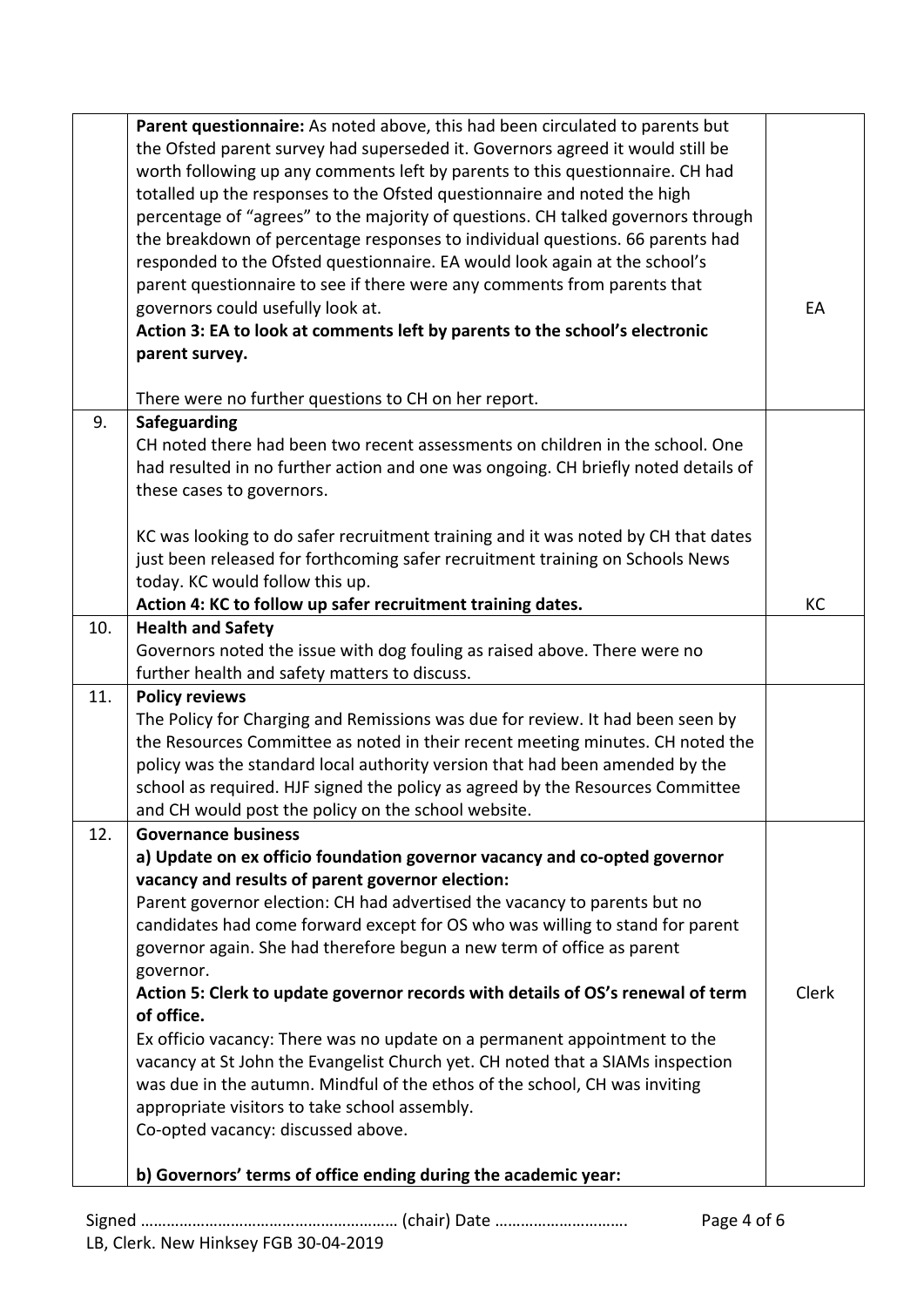| | | |
|---|---|---|
| | **Parent questionnaire:** As noted above, this had been circulated to parents but the Ofsted parent survey had superseded it. Governors agreed it would still be worth following up any comments left by parents to this questionnaire. CH had totalled up the responses to the Ofsted questionnaire and noted the high percentage of "agrees" to the majority of questions. CH talked governors through the breakdown of percentage responses to individual questions. 66 parents had responded to the Ofsted questionnaire. EA would look again at the school's parent questionnaire to see if there were any comments from parents that governors could usefully look at.<br>**Action 3: EA to look at comments left by parents to the school's electronic parent survey.**<br><br>There were no further questions to CH on her report. | EA |
| 9. | **Safeguarding**<br>CH noted there had been two recent assessments on children in the school. One had resulted in no further action and one was ongoing. CH briefly noted details of these cases to governors.<br><br>KC was looking to do safer recruitment training and it was noted by CH that dates just been released for forthcoming safer recruitment training on Schools News today. KC would follow this up.<br>**Action 4: KC to follow up safer recruitment training dates.** | KC |
| 10. | **Health and Safety**<br>Governors noted the issue with dog fouling as raised above. There were no further health and safety matters to discuss. | |
| 11. | **Policy reviews**<br>The Policy for Charging and Remissions was due for review. It had been seen by the Resources Committee as noted in their recent meeting minutes. CH noted the policy was the standard local authority version that had been amended by the school as required. HJF signed the policy as agreed by the Resources Committee and CH would post the policy on the school website. | |
| 12. | **Governance business**<br>**a) Update on ex officio foundation governor vacancy and co-opted governor vacancy and results of parent governor election:**<br>Parent governor election: CH had advertised the vacancy to parents but no candidates had come forward except for OS who was willing to stand for parent governor again. She had therefore begun a new term of office as parent governor.<br>**Action 5: Clerk to update governor records with details of OS's renewal of term of office.**<br>Ex officio vacancy: There was no update on a permanent appointment to the vacancy at St John the Evangelist Church yet. CH noted that a SIAMs inspection was due in the autumn. Mindful of the ethos of the school, CH was inviting appropriate visitors to take school assembly.<br>Co-opted vacancy: discussed above.<br><br>**b) Governors' terms of office ending during the academic year:** | Clerk |

Signed …………………………………………………… (chair) Date ………………………….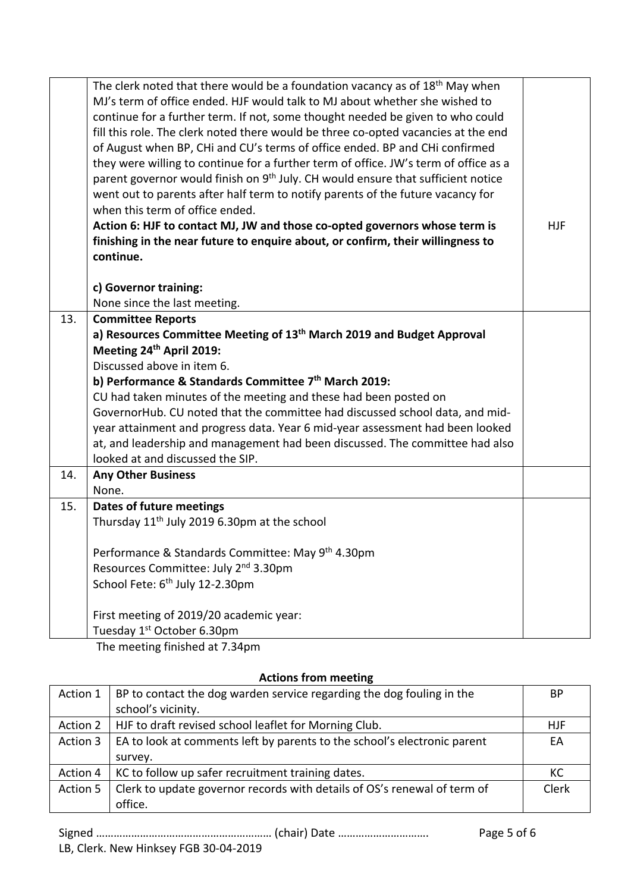| | | |
|---|---|---|
| | The clerk noted that there would be a foundation vacancy as of 18th May when MJ's term of office ended. HJF would talk to MJ about whether she wished to continue for a further term. If not, some thought needed be given to who could fill this role. The clerk noted there would be three co-opted vacancies at the end of August when BP, CHi and CU's terms of office ended. BP and CHi confirmed they were willing to continue for a further term of office. JW's term of office as a parent governor would finish on 9th July. CH would ensure that sufficient notice went out to parents after half term to notify parents of the future vacancy for when this term of office ended.<br>**Action 6: HJF to contact MJ, JW and those co-opted governors whose term is finishing in the near future to enquire about, or confirm, their willingness to continue.**<br><br>**c) Governor training:**<br>None since the last meeting. | HJF |
| 13. | **Committee Reports**<br>**a) Resources Committee Meeting of 13th March 2019 and Budget Approval Meeting 24th April 2019:**<br>Discussed above in item 6.<br>**b) Performance & Standards Committee 7th March 2019:**<br>CU had taken minutes of the meeting and these had been posted on GovernorHub. CU noted that the committee had discussed school data, and mid-year attainment and progress data. Year 6 mid-year assessment had been looked at, and leadership and management had been discussed. The committee had also looked at and discussed the SIP. | |
| 14. | **Any Other Business**<br>None. | |
| 15. | **Dates of future meetings**<br>Thursday 11th July 2019 6.30pm at the school<br><br>Performance & Standards Committee: May 9th 4.30pm<br>Resources Committee: July 2nd 3.30pm<br>School Fete: 6th July 12-2.30pm<br><br>First meeting of 2019/20 academic year:<br>Tuesday 1st October 6.30pm | |

The meeting finished at 7.34pm

**Actions from meeting**

| | | |
|---|---|---|
| Action 1 | BP to contact the dog warden service regarding the dog fouling in the school's vicinity. | BP |
| Action 2 | HJF to draft revised school leaflet for Morning Club. | HJF |
| Action 3 | EA to look at comments left by parents to the school's electronic parent survey. | EA |
| Action 4 | KC to follow up safer recruitment training dates. | KC |
| Action 5 | Clerk to update governor records with details of OS's renewal of term of office. | Clerk |

Signed ………………………………………………… (chair) Date …………………………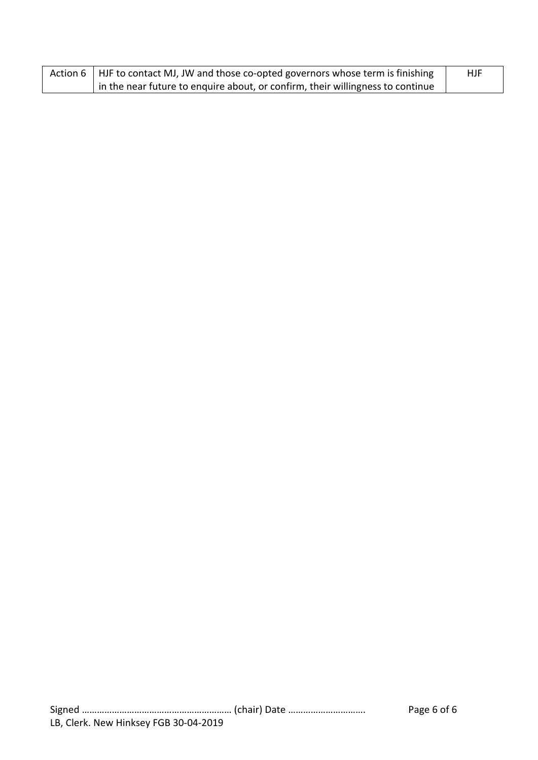| | | |
|---|---|---|
| Action 6 | HJF to contact MJ, JW and those co-opted governors whose term is finishing in the near future to enquire about, or confirm, their willingness to continue | HJF |

Signed …………………………………………………… (chair) Date ………………………….

LB, Clerk. New Hinksey FGB 30-04-2019